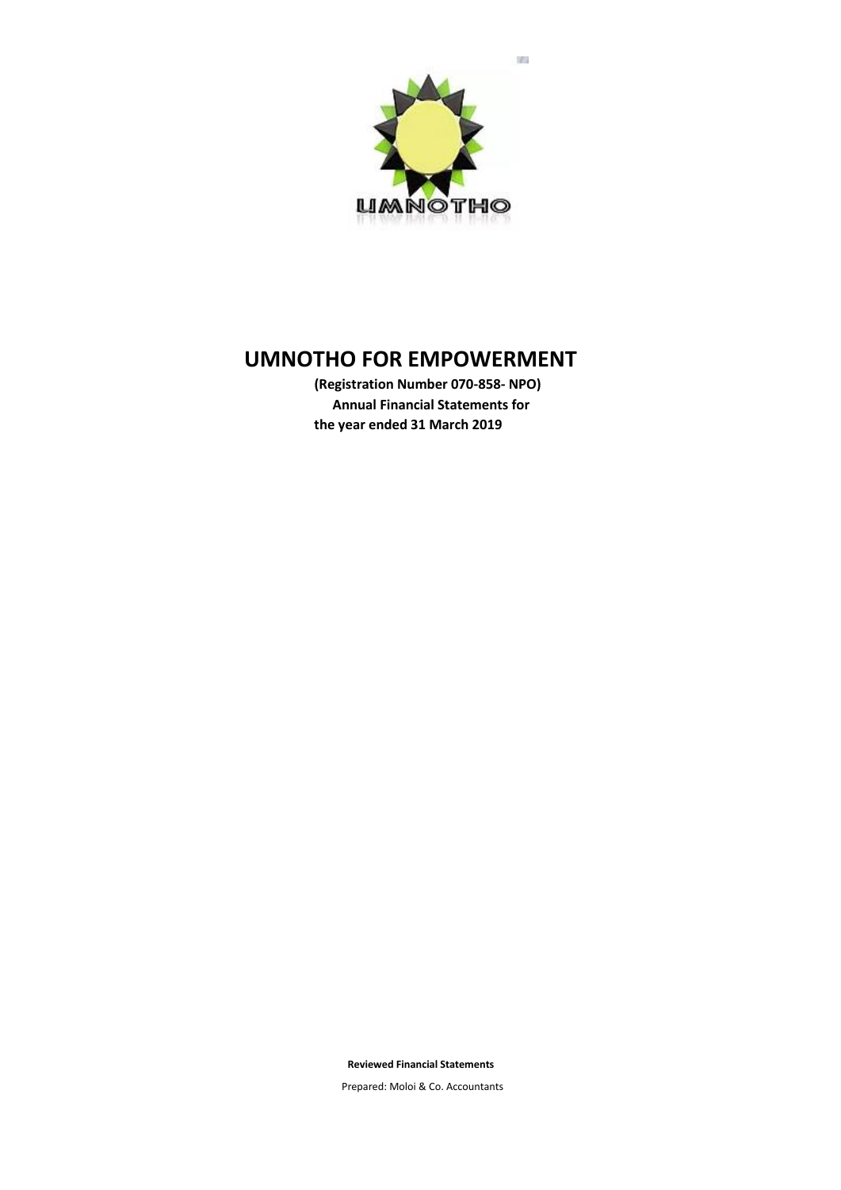# UMNOTHO FOR EMPOWERMENT

**(Registration Number 070-858- NPO)**
**Annual Financial Statements for the year ended 31 March 2019**

**Reviewed Financial Statements**

Prepared: Moloi & Co. Accountants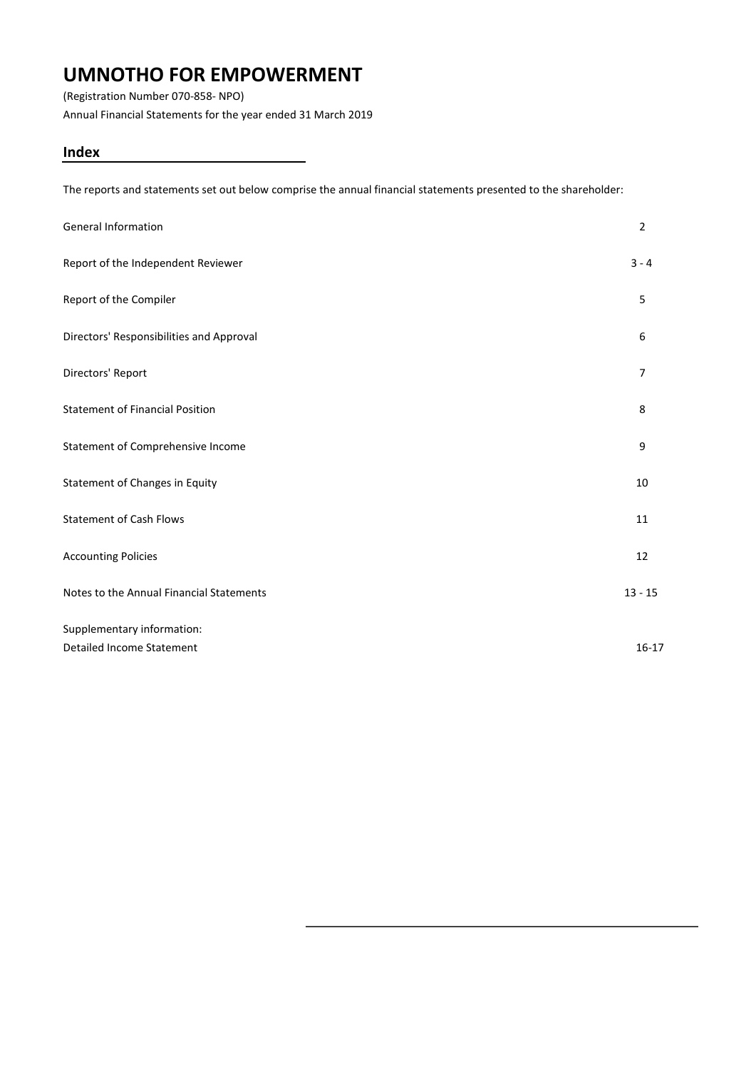# UMNOTHO FOR EMPOWERMENT

(Registration Number 070-858- NPO)

Annual Financial Statements for the year ended 31 March 2019

## Index

The reports and statements set out below comprise the annual financial statements presented to the shareholder:

| | |
|---|---|
| General Information | 2 |
| Report of the Independent Reviewer | 3 - 4 |
| Report of the Compiler | 5 |
| Directors' Responsibilities and Approval | 6 |
| Directors' Report | 7 |
| Statement of Financial Position | 8 |
| Statement of Comprehensive Income | 9 |
| Statement of Changes in Equity | 10 |
| Statement of Cash Flows | 11 |
| Accounting Policies | 12 |
| Notes to the Annual Financial Statements | 13 - 15 |
| Supplementary information:<br>Detailed Income Statement | 16-17 |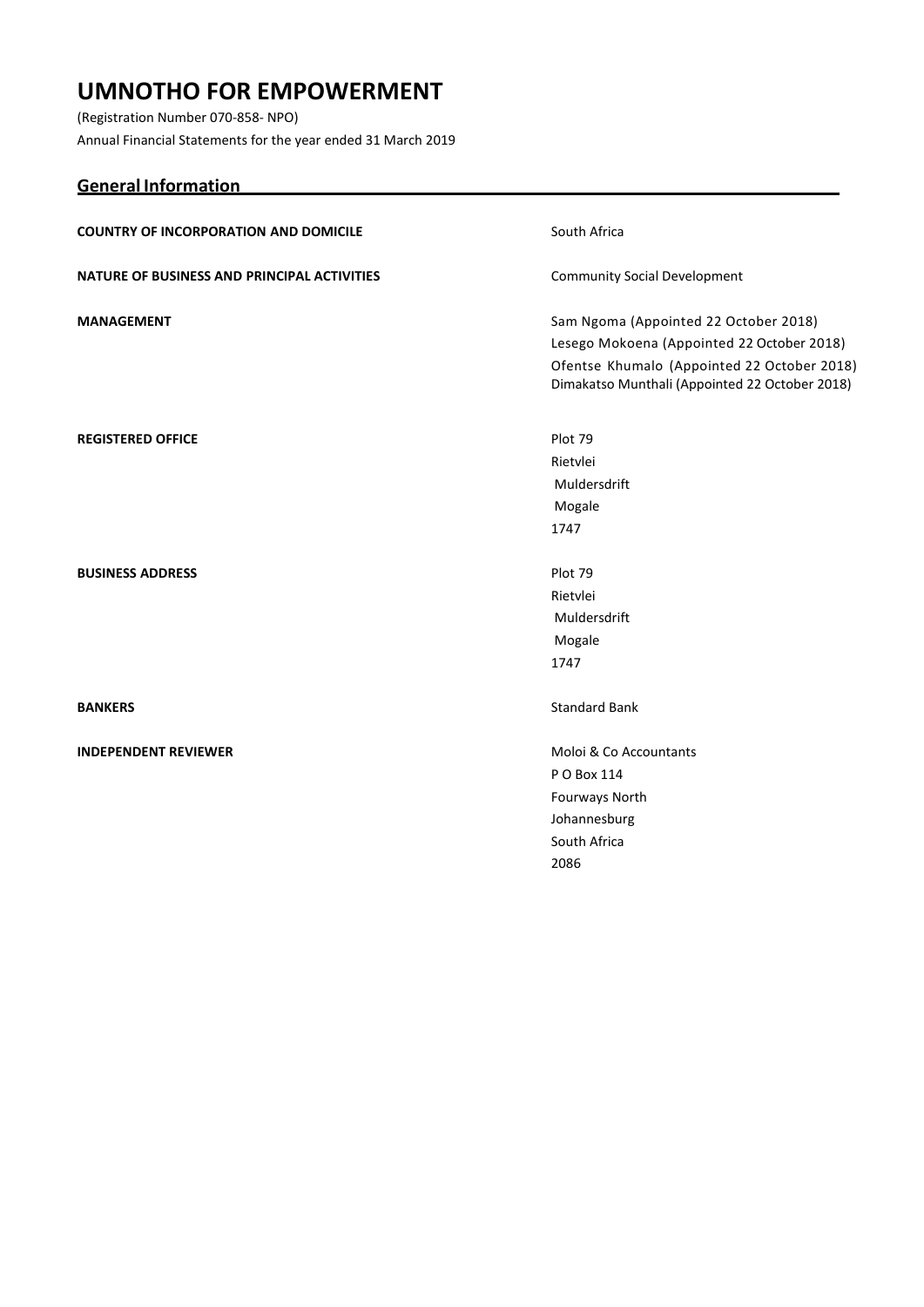# UMNOTHO FOR EMPOWERMENT

(Registration Number 070-858- NPO)

Annual Financial Statements for the year ended 31 March 2019

## General Information

| | |
|---|---|
| **COUNTRY OF INCORPORATION AND DOMICILE** | South Africa |
| **NATURE OF BUSINESS AND PRINCIPAL ACTIVITIES** | Community Social Development |
| **MANAGEMENT** | Sam Ngoma (Appointed 22 October 2018)<br>Lesego Mokoena (Appointed 22 October 2018)<br>Ofentse Khumalo (Appointed 22 October 2018)<br>Dimakatso Munthali (Appointed 22 October 2018) |
| **REGISTERED OFFICE** | Plot 79<br>Rietvlei<br>Muldersdrift<br>Mogale<br>1747 |
| **BUSINESS ADDRESS** | Plot 79<br>Rietvlei<br>Muldersdrift<br>Mogale<br>1747 |
| **BANKERS** | Standard Bank |
| **INDEPENDENT REVIEWER** | Moloi & Co Accountants<br>P O Box 114<br>Fourways North<br>Johannesburg<br>South Africa<br>2086 |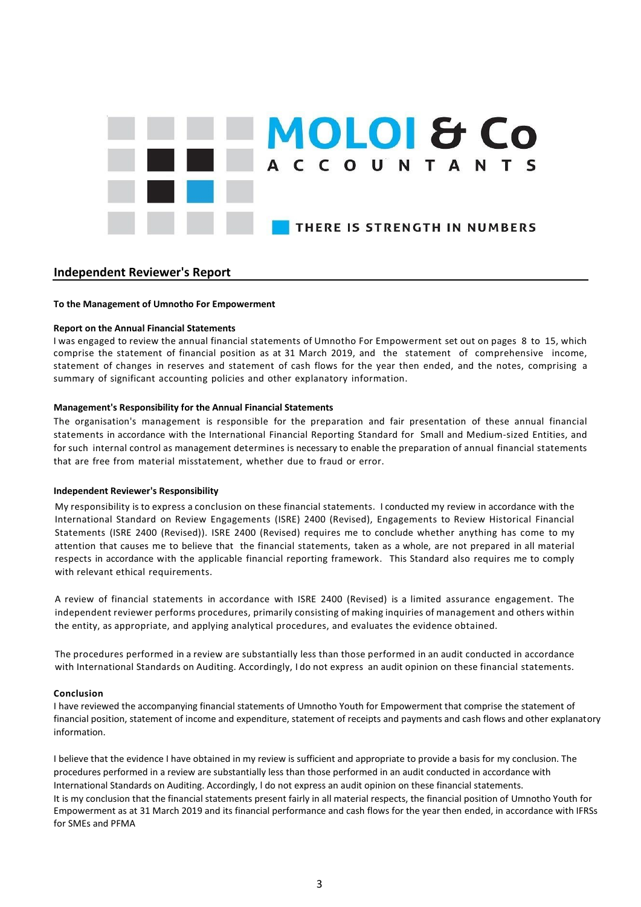# MOLOI & Co
ACCOUNTANTS

THERE IS STRENGTH IN NUMBERS

## Independent Reviewer's Report

**To the Management of Umnotho For Empowerment**

**Report on the Annual Financial Statements**

I was engaged to review the annual financial statements of Umnotho For Empowerment set out on pages 8 to 15, which comprise the statement of financial position as at 31 March 2019, and the statement of comprehensive income, statement of changes in reserves and statement of cash flows for the year then ended, and the notes, comprising a summary of significant accounting policies and other explanatory information.

**Management's Responsibility for the Annual Financial Statements**

The organisation's management is responsible for the preparation and fair presentation of these annual financial statements in accordance with the International Financial Reporting Standard for Small and Medium-sized Entities, and for such internal control as management determines is necessary to enable the preparation of annual financial statements that are free from material misstatement, whether due to fraud or error.

**Independent Reviewer's Responsibility**

My responsibility is to express a conclusion on these financial statements. I conducted my review in accordance with the International Standard on Review Engagements (ISRE) 2400 (Revised), Engagements to Review Historical Financial Statements (ISRE 2400 (Revised)). ISRE 2400 (Revised) requires me to conclude whether anything has come to my attention that causes me to believe that the financial statements, taken as a whole, are not prepared in all material respects in accordance with the applicable financial reporting framework. This Standard also requires me to comply with relevant ethical requirements.

A review of financial statements in accordance with ISRE 2400 (Revised) is a limited assurance engagement. The independent reviewer performs procedures, primarily consisting of making inquiries of management and others within the entity, as appropriate, and applying analytical procedures, and evaluates the evidence obtained.

The procedures performed in a review are substantially less than those performed in an audit conducted in accordance with International Standards on Auditing. Accordingly, I do not express an audit opinion on these financial statements.

**Conclusion**

I have reviewed the accompanying financial statements of Umnotho Youth for Empowerment that comprise the statement of financial position, statement of income and expenditure, statement of receipts and payments and cash flows and other explanatory information.

I believe that the evidence I have obtained in my review is sufficient and appropriate to provide a basis for my conclusion. The procedures performed in a review are substantially less than those performed in an audit conducted in accordance with International Standards on Auditing. Accordingly, I do not express an audit opinion on these financial statements.
It is my conclusion that the financial statements present fairly in all material respects, the financial position of Umnotho Youth for Empowerment as at 31 March 2019 and its financial performance and cash flows for the year then ended, in accordance with IFRSs for SMEs and PFMA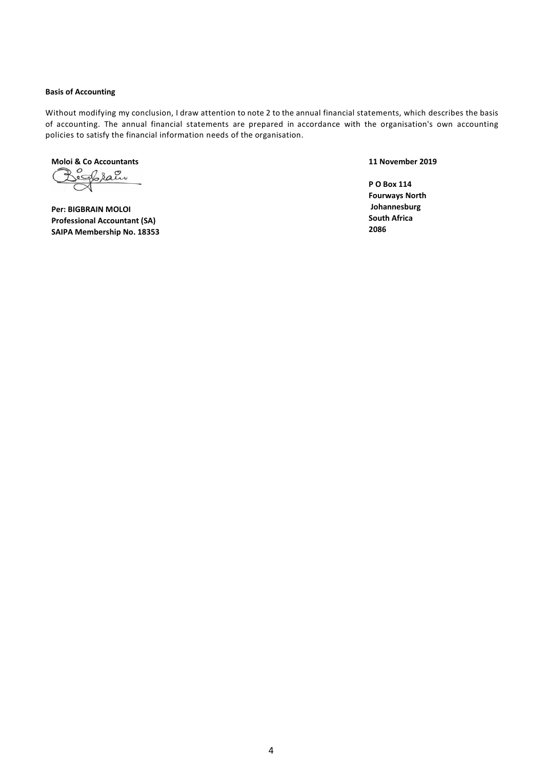**Basis of Accounting**

Without modifying my conclusion, I draw attention to note 2 to the annual financial statements, which describes the basis of accounting. The annual financial statements are prepared in accordance with the organisation's own accounting policies to satisfy the financial information needs of the organisation.

**Moloi & Co Accountants**

**Per: BIGBRAIN MOLOI**
**Professional Accountant (SA)**
**SAIPA Membership No. 18353**

**11 November 2019**

**P O Box 114**
**Fourways North**
**Johannesburg**
**South Africa**
**2086**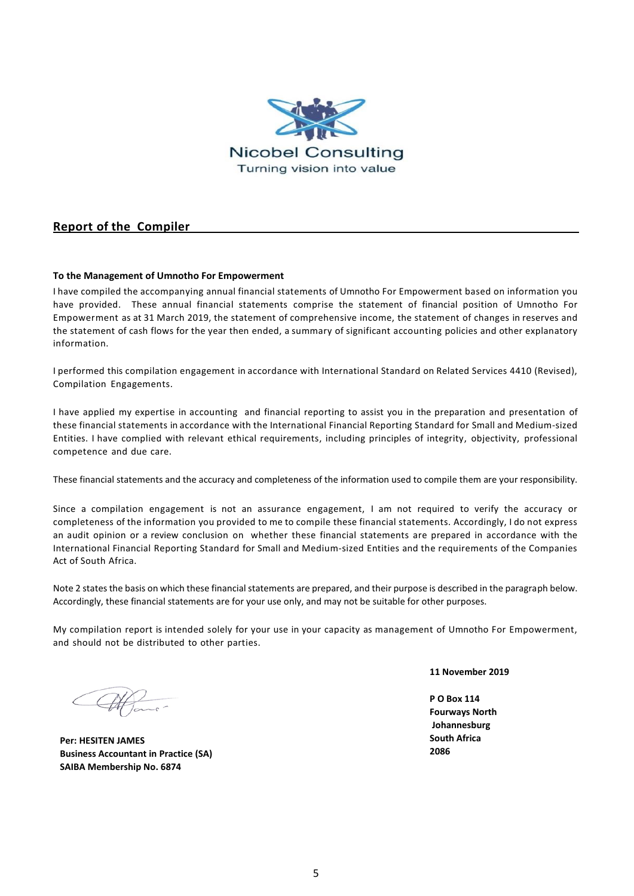Nicobel Consulting

Turning vision into value

## Report of the Compiler

**To the Management of Umnotho For Empowerment**

I have compiled the accompanying annual financial statements of Umnotho For Empowerment based on information you have provided. These annual financial statements comprise the statement of financial position of Umnotho For Empowerment as at 31 March 2019, the statement of comprehensive income, the statement of changes in reserves and the statement of cash flows for the year then ended, a summary of significant accounting policies and other explanatory information.

I performed this compilation engagement in accordance with International Standard on Related Services 4410 (Revised), Compilation Engagements.

I have applied my expertise in accounting and financial reporting to assist you in the preparation and presentation of these financial statements in accordance with the International Financial Reporting Standard for Small and Medium-sized Entities. I have complied with relevant ethical requirements, including principles of integrity, objectivity, professional competence and due care.

These financial statements and the accuracy and completeness of the information used to compile them are your responsibility.

Since a compilation engagement is not an assurance engagement, I am not required to verify the accuracy or completeness of the information you provided to me to compile these financial statements. Accordingly, I do not express an audit opinion or a review conclusion on whether these financial statements are prepared in accordance with the International Financial Reporting Standard for Small and Medium-sized Entities and the requirements of the Companies Act of South Africa.

Note 2 states the basis on which these financial statements are prepared, and their purpose is described in the paragraph below. Accordingly, these financial statements are for your use only, and may not be suitable for other purposes.

My compilation report is intended solely for your use in your capacity as management of Umnotho For Empowerment, and should not be distributed to other parties.

**11 November 2019**

**P O Box 114**
**Fourways North**
**Johannesburg**
**South Africa**
**2086**

**Per: HESITEN JAMES**
**Business Accountant in Practice (SA)**
**SAIBA Membership No. 6874**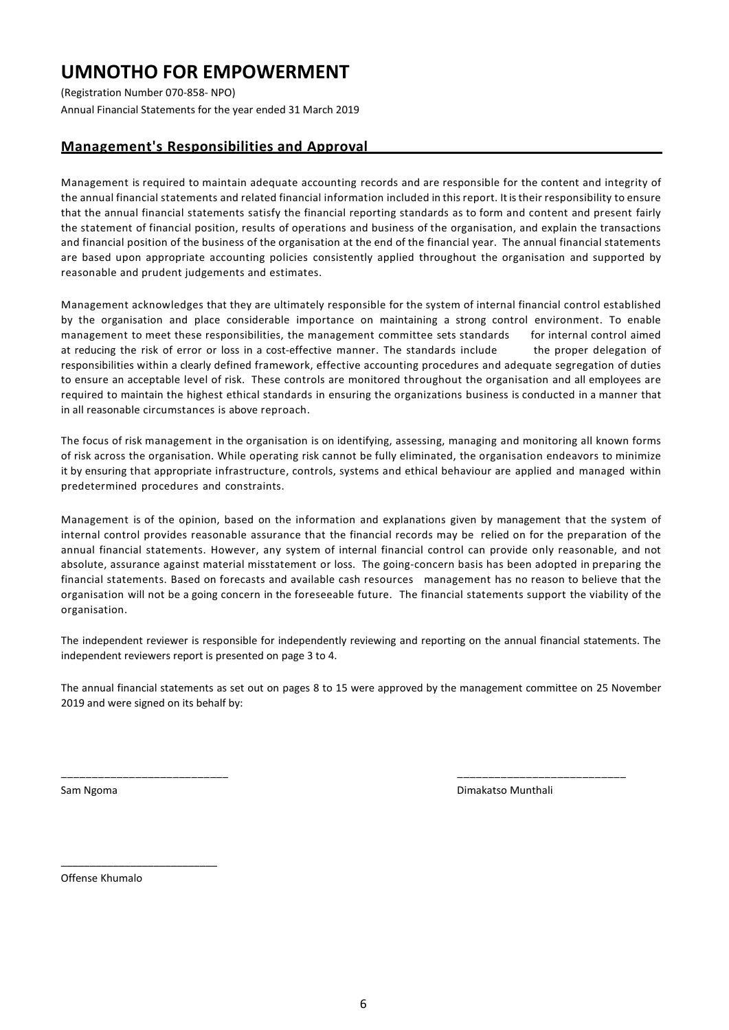# UMNOTHO FOR EMPOWERMENT

(Registration Number 070-858- NPO)

Annual Financial Statements for the year ended 31 March 2019

## Management's Responsibilities and Approval

Management is required to maintain adequate accounting records and are responsible for the content and integrity of the annual financial statements and related financial information included in this report. It is their responsibility to ensure that the annual financial statements satisfy the financial reporting standards as to form and content and present fairly the statement of financial position, results of operations and business of the organisation, and explain the transactions and financial position of the business of the organisation at the end of the financial year. The annual financial statements are based upon appropriate accounting policies consistently applied throughout the organisation and supported by reasonable and prudent judgements and estimates.

Management acknowledges that they are ultimately responsible for the system of internal financial control established by the organisation and place considerable importance on maintaining a strong control environment. To enable management to meet these responsibilities, the management committee sets standards for internal control aimed at reducing the risk of error or loss in a cost-effective manner. The standards include the proper delegation of responsibilities within a clearly defined framework, effective accounting procedures and adequate segregation of duties to ensure an acceptable level of risk. These controls are monitored throughout the organisation and all employees are required to maintain the highest ethical standards in ensuring the organizations business is conducted in a manner that in all reasonable circumstances is above reproach.

The focus of risk management in the organisation is on identifying, assessing, managing and monitoring all known forms of risk across the organisation. While operating risk cannot be fully eliminated, the organisation endeavors to minimize it by ensuring that appropriate infrastructure, controls, systems and ethical behaviour are applied and managed within predetermined procedures and constraints.

Management is of the opinion, based on the information and explanations given by management that the system of internal control provides reasonable assurance that the financial records may be relied on for the preparation of the annual financial statements. However, any system of internal financial control can provide only reasonable, and not absolute, assurance against material misstatement or loss. The going-concern basis has been adopted in preparing the financial statements. Based on forecasts and available cash resources management has no reason to believe that the organisation will not be a going concern in the foreseeable future. The financial statements support the viability of the organisation.

The independent reviewer is responsible for independently reviewing and reporting on the annual financial statements. The independent reviewers report is presented on page 3 to 4.

The annual financial statements as set out on pages 8 to 15 were approved by the management committee on 25 November 2019 and were signed on its behalf by:

\_\_\_\_\_\_\_\_\_\_\_\_\_\_\_\_\_\_\_\_\_\_\_\_\_\_\_\_
Sam Ngoma

\_\_\_\_\_\_\_\_\_\_\_\_\_\_\_\_\_\_\_\_\_\_\_\_\_\_\_\_
Dimakatso Munthali

\_\_\_\_\_\_\_\_\_\_\_\_\_\_\_\_\_\_\_\_\_\_\_\_\_\_\_\_
Offense Khumalo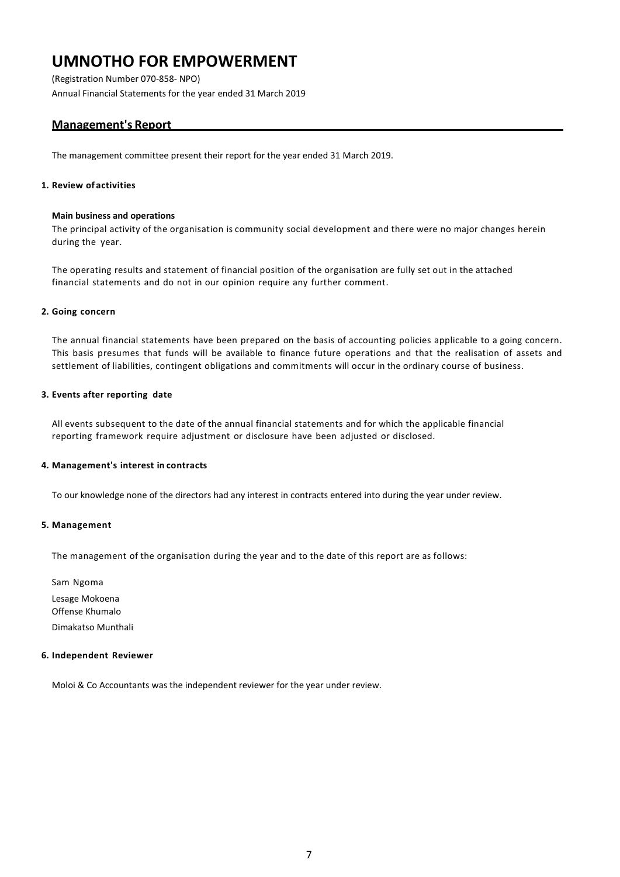# UMNOTHO FOR EMPOWERMENT

(Registration Number 070-858- NPO)

Annual Financial Statements for the year ended 31 March 2019

## Management's Report

The management committee present their report for the year ended 31 March 2019.

### 1. Review of activities

**Main business and operations**

The principal activity of the organisation is community social development and there were no major changes herein during the year.

The operating results and statement of financial position of the organisation are fully set out in the attached financial statements and do not in our opinion require any further comment.

### 2. Going concern

The annual financial statements have been prepared on the basis of accounting policies applicable to a going concern. This basis presumes that funds will be available to finance future operations and that the realisation of assets and settlement of liabilities, contingent obligations and commitments will occur in the ordinary course of business.

### 3. Events after reporting date

All events subsequent to the date of the annual financial statements and for which the applicable financial reporting framework require adjustment or disclosure have been adjusted or disclosed.

### 4. Management's interest in contracts

To our knowledge none of the directors had any interest in contracts entered into during the year under review.

### 5. Management

The management of the organisation during the year and to the date of this report are as follows:

Sam Ngoma

Lesage Mokoena

Offense Khumalo

Dimakatso Munthali

### 6. Independent Reviewer

Moloi & Co Accountants was the independent reviewer for the year under review.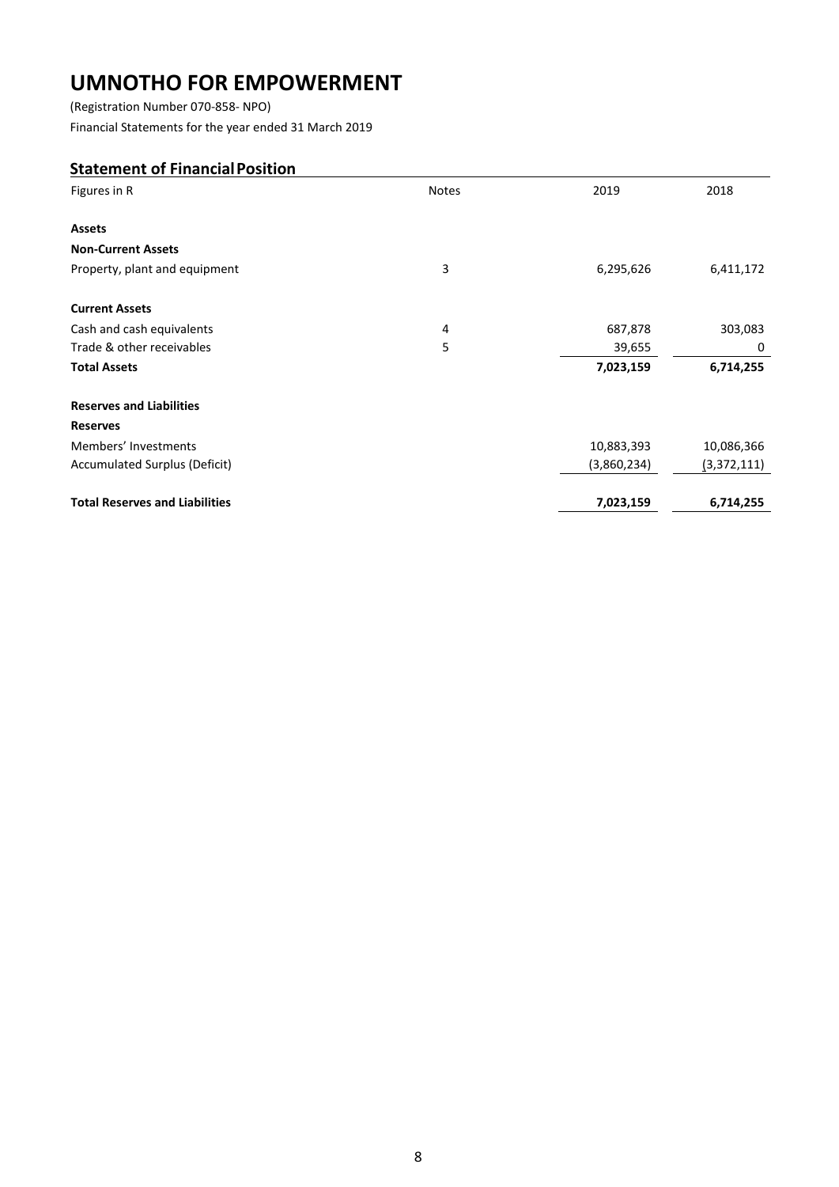# UMNOTHO FOR EMPOWERMENT

(Registration Number 070-858- NPO)

Financial Statements for the year ended 31 March 2019

## Statement of Financial Position

| Figures in R | Notes | 2019 | 2018 |
|---|---|---|---|
| **Assets** | | | |
| **Non-Current Assets** | | | |
| Property, plant and equipment | 3 | 6,295,626 | 6,411,172 |
| **Current Assets** | | | |
| Cash and cash equivalents | 4 | 687,878 | 303,083 |
| Trade & other receivables | 5 | 39,655 | 0 |
| **Total Assets** | | **7,023,159** | **6,714,255** |
| **Reserves and Liabilities** | | | |
| **Reserves** | | | |
| Members' Investments | | 10,883,393 | 10,086,366 |
| Accumulated Surplus (Deficit) | | (3,860,234) | (3,372,111) |
| **Total Reserves and Liabilities** | | **7,023,159** | **6,714,255** |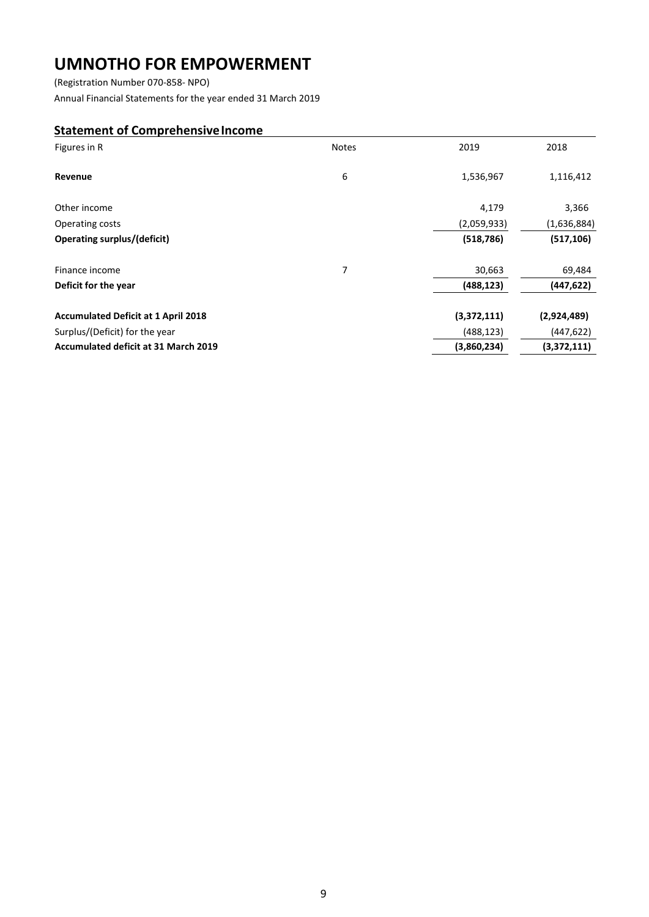# UMNOTHO FOR EMPOWERMENT

(Registration Number 070-858- NPO)

Annual Financial Statements for the year ended 31 March 2019

## Statement of Comprehensive Income

| Figures in R | Notes | 2019 | 2018 |
|---|---|---|---|
| **Revenue** | 6 | 1,536,967 | 1,116,412 |
| Other income | | 4,179 | 3,366 |
| Operating costs | | (2,059,933) | (1,636,884) |
| **Operating surplus/(deficit)** | | **(518,786)** | **(517,106)** |
| Finance income | 7 | 30,663 | 69,484 |
| **Deficit for the year** | | **(488,123)** | **(447,622)** |
| **Accumulated Deficit at 1 April 2018** | | **(3,372,111)** | **(2,924,489)** |
| Surplus/(Deficit) for the year | | (488,123) | (447,622) |
| **Accumulated deficit at 31 March 2019** | | **(3,860,234)** | **(3,372,111)** |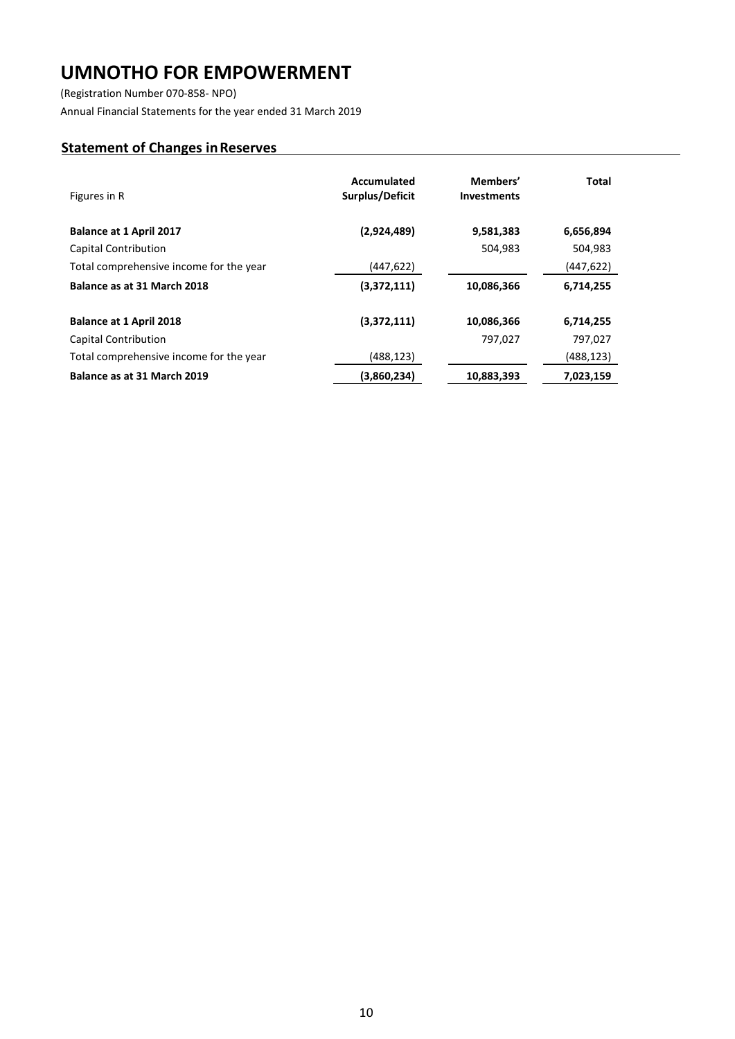# UMNOTHO FOR EMPOWERMENT

(Registration Number 070-858- NPO)

Annual Financial Statements for the year ended 31 March 2019

## Statement of Changes in Reserves

| Figures in R | Accumulated Surplus/Deficit | Members' Investments | Total |
|---|---|---|---|
| **Balance at 1 April 2017** | **(2,924,489)** | **9,581,383** | **6,656,894** |
| Capital Contribution | | 504,983 | 504,983 |
| Total comprehensive income for the year | (447,622) | | (447,622) |
| **Balance as at 31 March 2018** | **(3,372,111)** | **10,086,366** | **6,714,255** |
| | | | |
| **Balance at 1 April 2018** | **(3,372,111)** | **10,086,366** | **6,714,255** |
| Capital Contribution | | 797,027 | 797,027 |
| Total comprehensive income for the year | (488,123) | | (488,123) |
| **Balance as at 31 March 2019** | **(3,860,234)** | **10,883,393** | **7,023,159** |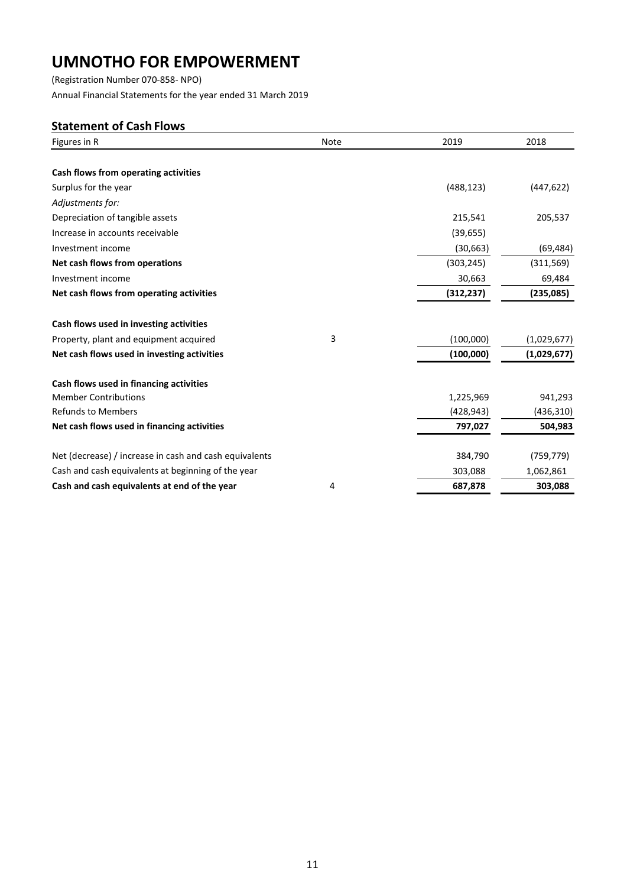# UMNOTHO FOR EMPOWERMENT

(Registration Number 070-858- NPO)

Annual Financial Statements for the year ended 31 March 2019

## Statement of Cash Flows

| Figures in R | Note | 2019 | 2018 |
|---|---|---|---|
| **Cash flows from operating activities** | | | |
| Surplus for the year | | (488,123) | (447,622) |
| *Adjustments for:* | | | |
| Depreciation of tangible assets | | 215,541 | 205,537 |
| Increase in accounts receivable | | (39,655) | |
| Investment income | | (30,663) | (69,484) |
| **Net cash flows from operations** | | (303,245) | (311,569) |
| Investment income | | 30,663 | 69,484 |
| **Net cash flows from operating activities** | | **(312,237)** | **(235,085)** |
| **Cash flows used in investing activities** | | | |
| Property, plant and equipment acquired | 3 | (100,000) | (1,029,677) |
| **Net cash flows used in investing activities** | | **(100,000)** | **(1,029,677)** |
| **Cash flows used in financing activities** | | | |
| Member Contributions | | 1,225,969 | 941,293 |
| Refunds to Members | | (428,943) | (436,310) |
| **Net cash flows used in financing activities** | | **797,027** | **504,983** |
| Net (decrease) / increase in cash and cash equivalents | | 384,790 | (759,779) |
| Cash and cash equivalents at beginning of the year | | 303,088 | 1,062,861 |
| **Cash and cash equivalents at end of the year** | 4 | **687,878** | **303,088** |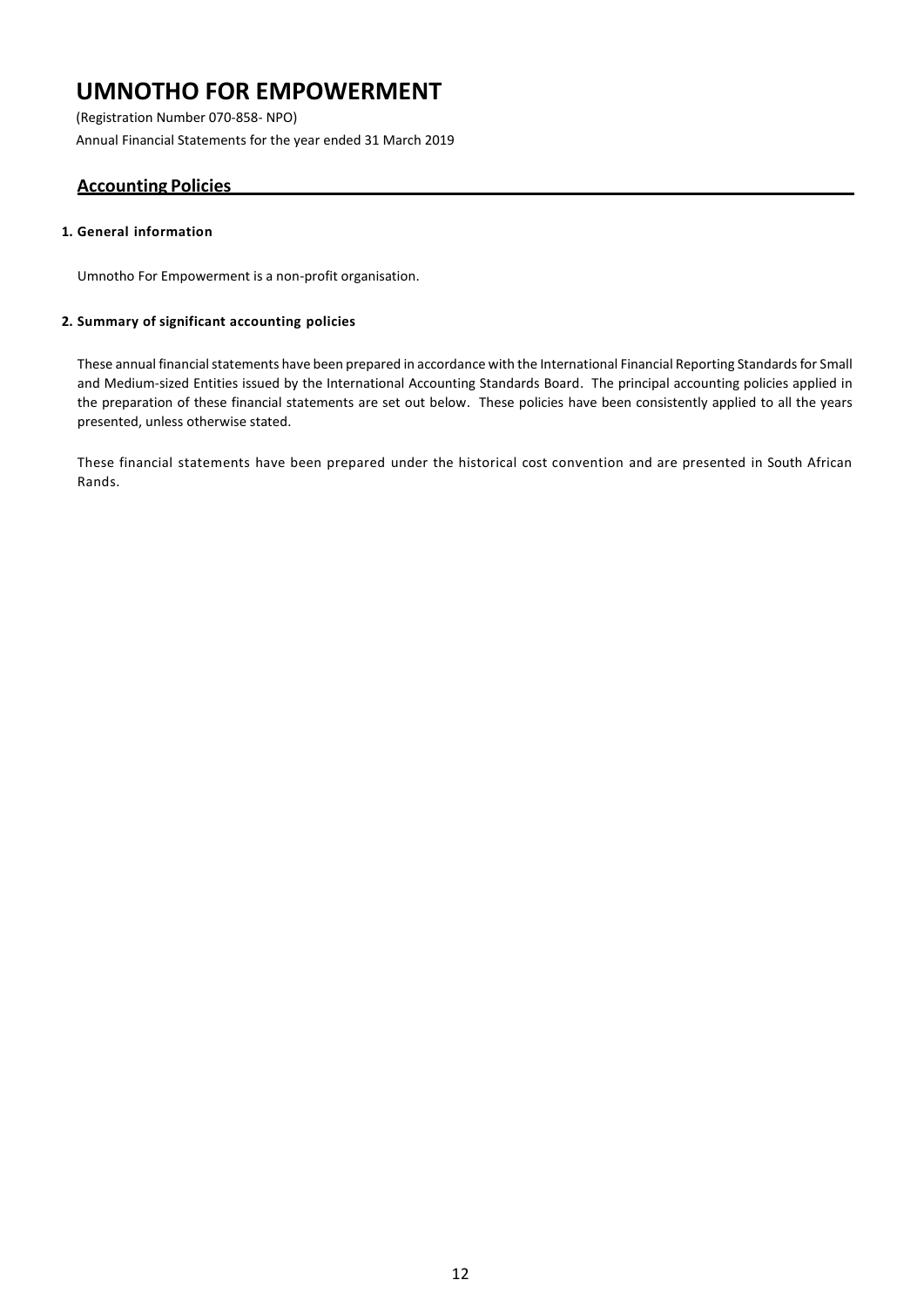# UMNOTHO FOR EMPOWERMENT

(Registration Number 070-858- NPO)

Annual Financial Statements for the year ended 31 March 2019

## Accounting Policies

### 1. General information

Umnotho For Empowerment is a non-profit organisation.

### 2. Summary of significant accounting policies

These annual financial statements have been prepared in accordance with the International Financial Reporting Standards for Small and Medium-sized Entities issued by the International Accounting Standards Board. The principal accounting policies applied in the preparation of these financial statements are set out below. These policies have been consistently applied to all the years presented, unless otherwise stated.

These financial statements have been prepared under the historical cost convention and are presented in South African Rands.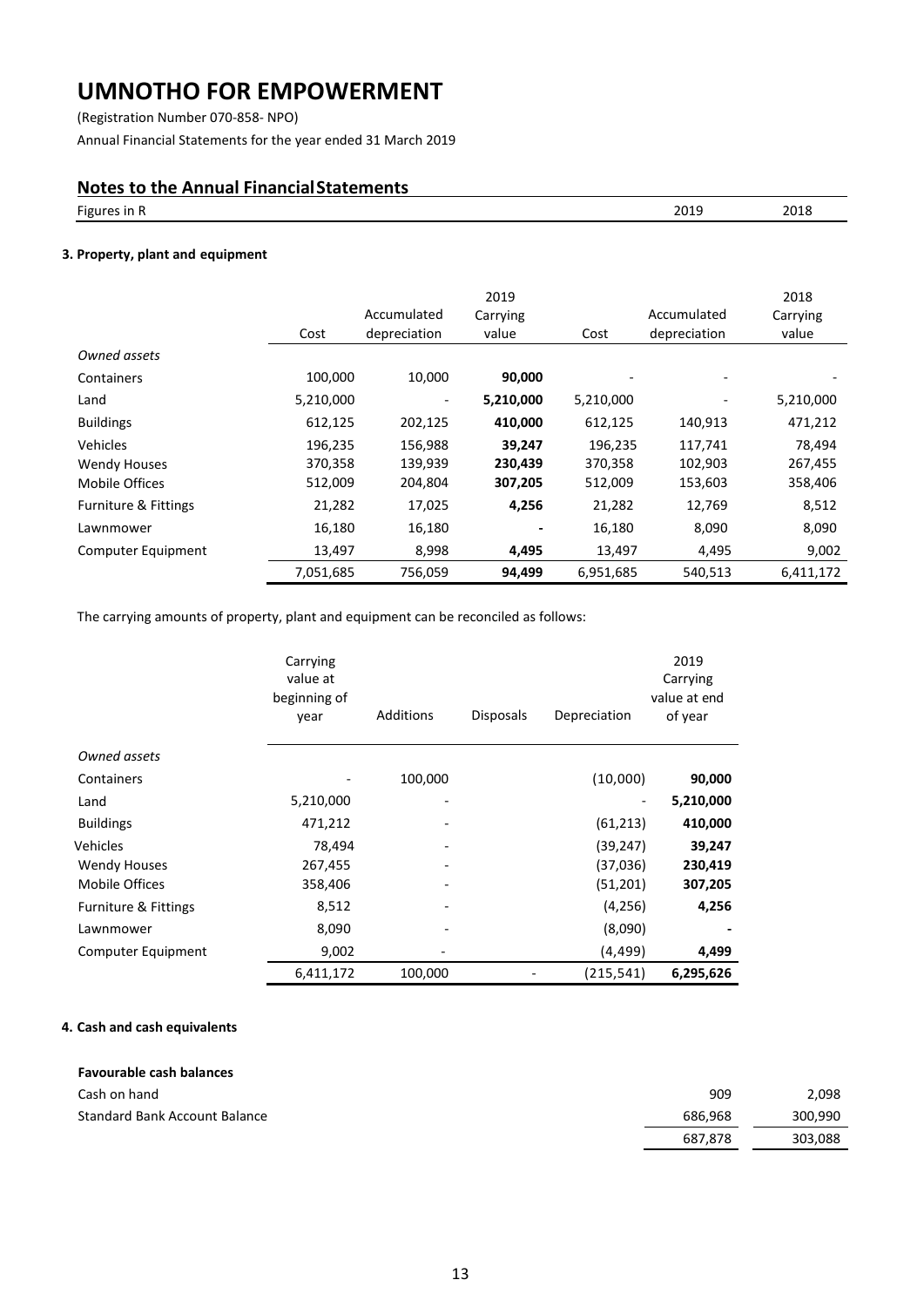# UMNOTHO FOR EMPOWERMENT

(Registration Number 070-858- NPO)

Annual Financial Statements for the year ended 31 March 2019

## Notes to the Annual Financial Statements

| Figures in R | 2019 | 2018 |
|---|---|---|

### 3. Property, plant and equipment

| | 2019 | | | 2018 | | |
|---|---|---|---|---|---|---|
| | Cost | Accumulated depreciation | Carrying value | Cost | Accumulated depreciation | Carrying value |
| *Owned assets* | | | | | | |
| Containers | 100,000 | 10,000 | **90,000** | - | - | - |
| Land | 5,210,000 | - | **5,210,000** | 5,210,000 | - | 5,210,000 |
| Buildings | 612,125 | 202,125 | **410,000** | 612,125 | 140,913 | 471,212 |
| Vehicles | 196,235 | 156,988 | **39,247** | 196,235 | 117,741 | 78,494 |
| Wendy Houses | 370,358 | 139,939 | **230,439** | 370,358 | 102,903 | 267,455 |
| Mobile Offices | 512,009 | 204,804 | **307,205** | 512,009 | 153,603 | 358,406 |
| Furniture & Fittings | 21,282 | 17,025 | **4,256** | 21,282 | 12,769 | 8,512 |
| Lawnmower | 16,180 | 16,180 | **-** | 16,180 | 8,090 | 8,090 |
| Computer Equipment | 13,497 | 8,998 | **4,495** | 13,497 | 4,495 | 9,002 |
| | 7,051,685 | 756,059 | **94,499** | 6,951,685 | 540,513 | 6,411,172 |

The carrying amounts of property, plant and equipment can be reconciled as follows:

| | Carrying value at beginning of year | Additions | Disposals | Depreciation | 2019 Carrying value at end of year |
|---|---|---|---|---|---|
| *Owned assets* | | | | | |
| Containers | - | 100,000 | | (10,000) | **90,000** |
| Land | 5,210,000 | - | | - | **5,210,000** |
| Buildings | 471,212 | - | | (61,213) | **410,000** |
| Vehicles | 78,494 | - | | (39,247) | **39,247** |
| Wendy Houses | 267,455 | - | | (37,036) | **230,419** |
| Mobile Offices | 358,406 | - | | (51,201) | **307,205** |
| Furniture & Fittings | 8,512 | - | | (4,256) | **4,256** |
| Lawnmower | 8,090 | - | | (8,090) | **-** |
| Computer Equipment | 9,002 | - | | (4,499) | **4,499** |
| | 6,411,172 | 100,000 | - | (215,541) | **6,295,626** |

### 4. Cash and cash equivalents

**Favourable cash balances**

| | 2019 | 2018 |
|---|---|---|
| Cash on hand | 909 | 2,098 |
| Standard Bank Account Balance | 686,968 | 300,990 |
| | 687,878 | 303,088 |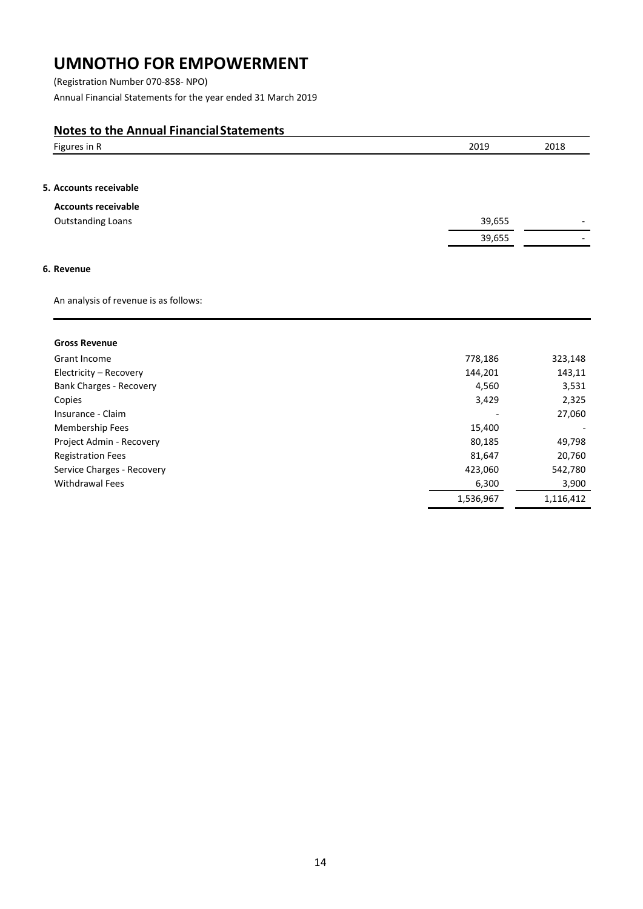# UMNOTHO FOR EMPOWERMENT

(Registration Number 070-858- NPO)

Annual Financial Statements for the year ended 31 March 2019

## Notes to the Annual Financial Statements

| Figures in R | 2019 | 2018 |
|---|---|---|

### 5. Accounts receivable

| | 2019 | 2018 |
|---|---|---|
| **Accounts receivable** | | |
| Outstanding Loans | 39,655 | - |
| | 39,655 | - |

### 6. Revenue

An analysis of revenue is as follows:

| | 2019 | 2018 |
|---|---|---|
| **Gross Revenue** | | |
| Grant Income | 778,186 | 323,148 |
| Electricity – Recovery | 144,201 | 143,11 |
| Bank Charges - Recovery | 4,560 | 3,531 |
| Copies | 3,429 | 2,325 |
| Insurance - Claim | - | 27,060 |
| Membership Fees | 15,400 | - |
| Project Admin - Recovery | 80,185 | 49,798 |
| Registration Fees | 81,647 | 20,760 |
| Service Charges - Recovery | 423,060 | 542,780 |
| Withdrawal Fees | 6,300 | 3,900 |
| | 1,536,967 | 1,116,412 |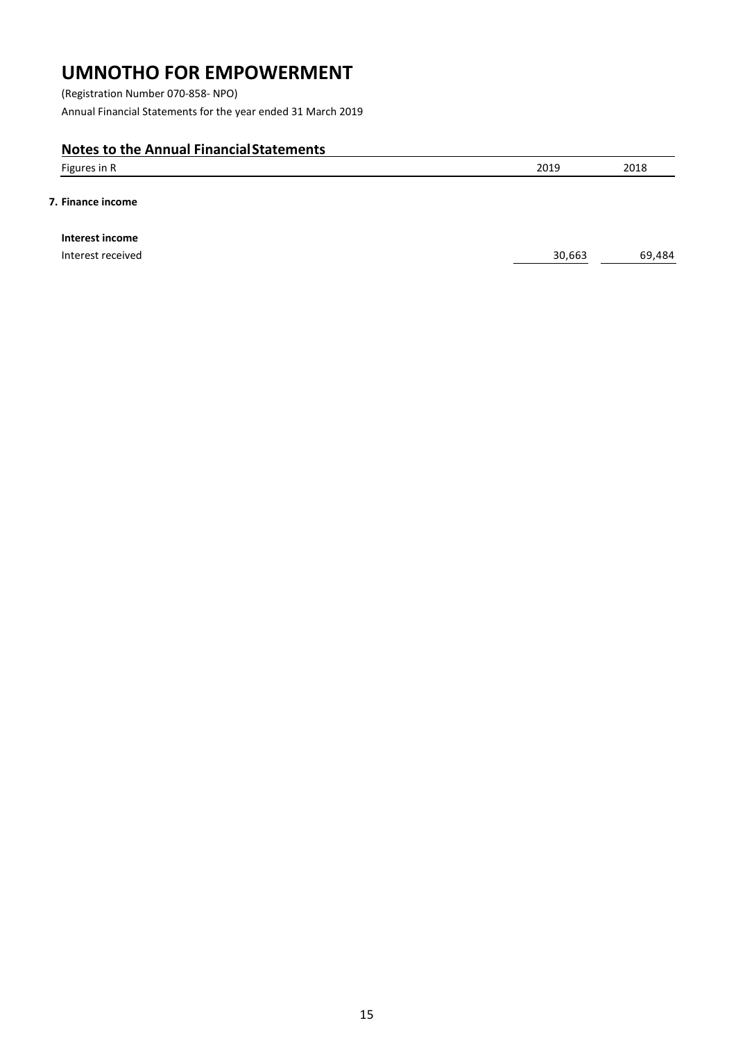# UMNOTHO FOR EMPOWERMENT

(Registration Number 070-858- NPO)

Annual Financial Statements for the year ended 31 March 2019

## Notes to the Annual Financial Statements

| Figures in R | 2019 | 2018 |
|---|---|---|
| **7. Finance income** | | |
| **Interest income** | | |
| Interest received | 30,663 | 69,484 |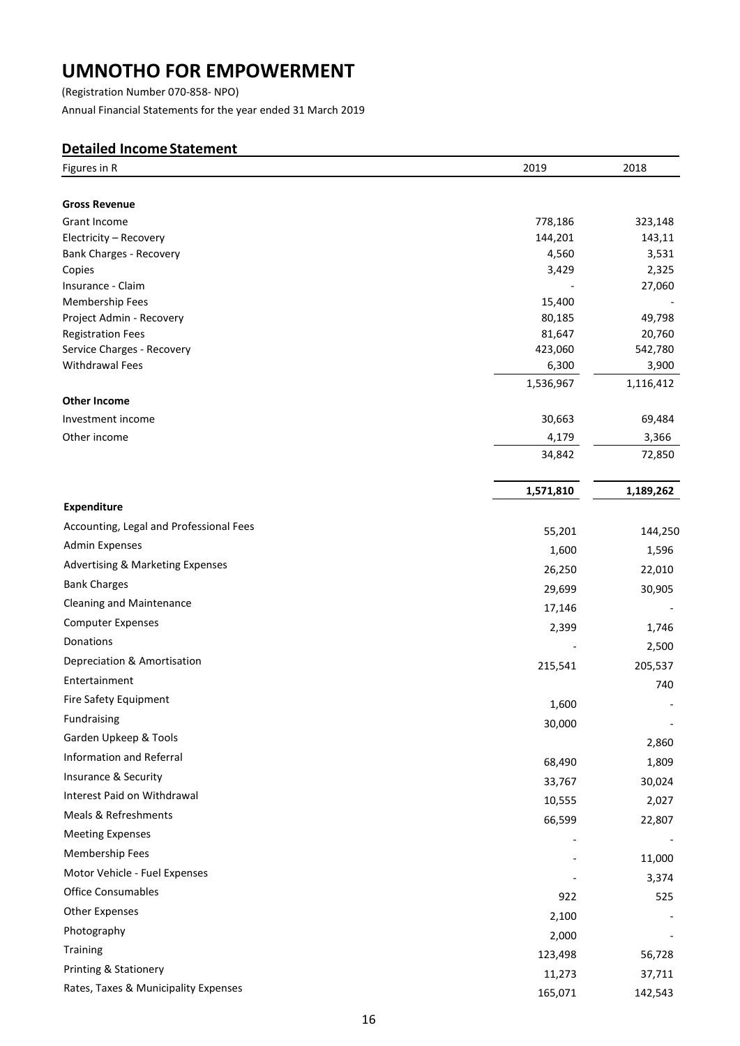# UMNOTHO FOR EMPOWERMENT

(Registration Number 070-858- NPO)

Annual Financial Statements for the year ended 31 March 2019

## Detailed Income Statement

| Figures in R | 2019 | 2018 |
|---|---|---|
| **Gross Revenue** | | |
| Grant Income | 778,186 | 323,148 |
| Electricity – Recovery | 144,201 | 143,11 |
| Bank Charges - Recovery | 4,560 | 3,531 |
| Copies | 3,429 | 2,325 |
| Insurance - Claim | - | 27,060 |
| Membership Fees | 15,400 | - |
| Project Admin - Recovery | 80,185 | 49,798 |
| Registration Fees | 81,647 | 20,760 |
| Service Charges - Recovery | 423,060 | 542,780 |
| Withdrawal Fees | 6,300 | 3,900 |
| | 1,536,967 | 1,116,412 |
| **Other Income** | | |
| Investment income | 30,663 | 69,484 |
| Other income | 4,179 | 3,366 |
| | 34,842 | 72,850 |
| | **1,571,810** | **1,189,262** |
| **Expenditure** | | |
| Accounting, Legal and Professional Fees | 55,201 | 144,250 |
| Admin Expenses | 1,600 | 1,596 |
| Advertising & Marketing Expenses | 26,250 | 22,010 |
| Bank Charges | 29,699 | 30,905 |
| Cleaning and Maintenance | 17,146 | - |
| Computer Expenses | 2,399 | 1,746 |
| Donations | - | 2,500 |
| Depreciation & Amortisation | 215,541 | 205,537 |
| Entertainment | | 740 |
| Fire Safety Equipment | 1,600 | - |
| Fundraising | 30,000 | - |
| Garden Upkeep & Tools | | 2,860 |
| Information and Referral | 68,490 | 1,809 |
| Insurance & Security | 33,767 | 30,024 |
| Interest Paid on Withdrawal | 10,555 | 2,027 |
| Meals & Refreshments | 66,599 | 22,807 |
| Meeting Expenses | - | - |
| Membership Fees | - | 11,000 |
| Motor Vehicle - Fuel Expenses | - | 3,374 |
| Office Consumables | 922 | 525 |
| Other Expenses | 2,100 | - |
| Photography | 2,000 | - |
| Training | 123,498 | 56,728 |
| Printing & Stationery | 11,273 | 37,711 |
| Rates, Taxes & Municipality Expenses | 165,071 | 142,543 |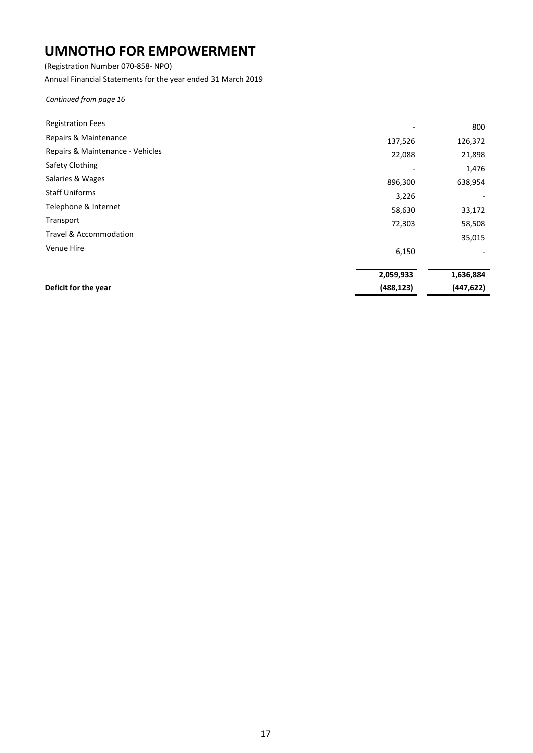# UMNOTHO FOR EMPOWERMENT

(Registration Number 070-858- NPO)

Annual Financial Statements for the year ended 31 March 2019

*Continued from page 16*

| | | |
|---|---|---|
| Registration Fees | - | 800 |
| Repairs & Maintenance | 137,526 | 126,372 |
| Repairs & Maintenance - Vehicles | 22,088 | 21,898 |
| Safety Clothing | - | 1,476 |
| Salaries & Wages | 896,300 | 638,954 |
| Staff Uniforms | 3,226 | - |
| Telephone & Internet | 58,630 | 33,172 |
| Transport | 72,303 | 58,508 |
| Travel & Accommodation | | 35,015 |
| Venue Hire | 6,150 | - |
| | **2,059,933** | **1,636,884** |
| **Deficit for the year** | **(488,123)** | **(447,622)** |